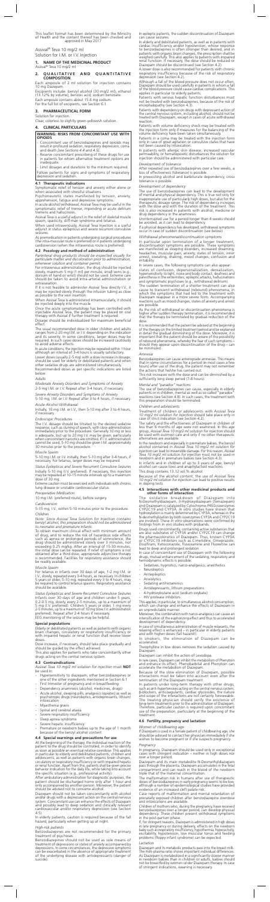This leaflet format has been determined by the Ministry of Health and the content thereof has been checked and approved in May 2017

Assival® Teva 10 mg/2 ml

Solution for I.M. or I.V. Injection

## 1. NAME OF THE MEDICINAL PRODUCT

*Assival®* Teva 10 mg/2 ml

## 2. QUALITATIVE AND QUANTITATIVE COMPOSITION

Each ampoule of 2 ml solution for injection contains 10 mg Diazepam.

Excipients include: benzyl alcohol (30 mg/2 ml), ethanol (13.12% by volume), benzoic acid, sodium benzoate.

Each ampoule contains about 15.6 mg sodium.

For the full list of excipients, see Section 6.1.

## 3. PHARMACEUTICAL FORM

Solution for injection.

Clear, colorless to slightly green-yellowish solution.

## 4. CLINICAL PARTICULARS

**WARNING: RISKS FROM CONCOMITANT USE WITH OPIOIDS**

- Concomitant use of benzodiazepines and opioids may result in profound sedation, respiratory depression, coma and death *[see Sections 4.4 and 4.5]*.
- Reserve concomitant prescribing of these drugs for use in patients for whom alternative treatment options are inadequate.
- Limit dosages and durations to the minimum required.

Follow patients for signs and symptoms of respiratory depression and sedation.

### 4.1 Therapeutic indications

Symptomatic relief of tension and anxiety either alone or when associated with stressful situations.

Psychoneurotic states manifested by tension, anxiety, apprehension, fatigue and depressive symptoms.

In acute alcohol withdrawal, Assival Teva may be useful in the symptomatic relief of tremor, impending or acute delirium tremens and hallucinosis.

Assival Teva is a useful adjunct in the relief of skeletal muscle spasm, spasticity, stiff-man syndrome and tetanus.

When used intravenously, Assival Teva Injection is a useful adjunct in status epilepticus and severe recurrent convulsive seizures.

As premedication in patients undergoing surgical procedures (the intramuscular route is preferred) or in patients undergoing cardioversion (when the intravenous route is preferred).

### 4.2 Posology and method of administration

*Parenteral drug products should be inspected visually for particulate matter and discoloration prior to administration, whenever solution and container permit.*

For intravenous administration, the drug should be injected slowly, maximum 5 mg (1 ml) per minute; small veins (e.g., dorsum of hand or wrist) should not be used. Extreme care should be taken to avoid intra-arterial administration or extravasation.

If it is not feasible to administer Assival Teva directly I.V., it may be injected slowly through the infusion tubing as close as possible to the vein insertion.

When Assival Teva is administered intramuscularly, it should be injected deeply into the muscle.

Once the acute symptomatology has been controlled with injectable Assival Teva, the patient may be placed on oral therapy with Assival if further treatment is required.

Dosage should be individualized for maximum beneficial effect.

The usual recommended dose in older children and adults ranges from 2-20 mg I.M. or I.V. depending on the indication and its severity. In some conditions, larger doses may be required. In such cases dose should be increased cautiously to avoid adverse effects.

In acute conditions, the injection may be repeated within 1 hour although an interval of 3-4 hours is usually satisfactory.

Lower doses (usually 2-5 mg) with a slow increase in dosage, should be used for elderly or debilitated patients and when other sedative drugs are administered simultaneously.

Recommended doses as per specific indications are listed below:

*Adults*

*Moderate Anxiety Disorders and Symptoms of Anxiety*

2-5 mg I.M. or I.V. Repeat after 3-4 hours, if necessary.

*Severe Anxiety Disorders and Symptoms of Anxiety*

5-10 mg, I.M. or I.V. Repeat after 3 to 4 hours, if necessary.

*Acute Alcohol Withdrawal*

Initially, 10 mg I.M. or I.V., then 5-10 mg after 3 to 4 hours, if necessary.

*Endoscopic Procedures*

The I.V. dosage should be titrated to the desired sedative response, such as slurring of speech, with slow administration immediately prior to the procedure. Generally 10 mg or less is adequate, but up to 20 mg I.V. may be given, particularly when concomitant narcotics are omitted. If I.V. administration cannot be used, 5-10 mg should be given I.M. approximately 30 minutes prior to the procedure.

*Muscle Spasm*

5-10 mg I.M. or I.V. initially, then 5-10 mg after 3-4 hours, if necessary. For tetanus, larger doses may be required.

*Status Epilepticus and Severe Recurrent Convulsive Seizures*

Initially 5-10 mg (I.V. preferred). If necessary, this injection may be repeated at 10-15 minute intervals up to a maximum dose of 30 mg.

Extreme caution must be exercised with individuals with chronic lung disease or unstable cardiovascular status.

*Preoperative Medication*

10 mg I.M. (preferred route), before surgery.

*Cardioversion*

5-15 mg, I.V., within 5-10 minutes prior to the procedure.

*Children*

*Note: Since Assival Teva Solution for Injection contains benzyl alcohol, this preparation should not be administered to neonates and premature infants.*

To obtain maximum clinical effect with minimum amount of drug, and to reduce the risk of hazardous side effects such as apnea or prolonged periods of somnolence, the drug should be administered slowly over 3 minutes, not exceeding 0.25 mg/kg. After an interval of 15-30 minutes, the initial dose can be repeated. If relief of symptoms is not obtained after a third dose, appropriate adjunctive therapy is recommended. Facilities for respiratory assistance should be readily available.

*Muscle Spasm*

For tetanus in infants over 30 days of age, 1-2 mg I.M. or I.V., slowly, repeated every 3-4 hours, as necessary. In children 5 years or older, 5-10 mg, repeated every 3 to 4 hours, may be required to control tetanus spasms. Respiratory assistance should be available.

*Status Epilepticus and Severe Recurrent Convulsive Seizures*

Infants over 30 days of age and children under 5 years, 0.2-0.5 mg, slowly, every 2-5 minutes, up to a maximum of 5 mg (I.V. preferred). Children 5 years or older, 1 mg every 2-5 minutes, up to a maximum of 10 mg (slow I.V. administration preferred). Repeat after 2-4 hours if necessary.

EEG monitoring of the seizure may be helpful.

**Special populations**

Elderly or debilitated patients as well as patients with organic brain changes, circulatory or respiratory insufficiency or with impaired hepatic or renal function shall receive lower doses.

Dose increase, if necessary, should take place gradually and should be guided by the effect achieved.

This also applies for patients who take concomitantly other drugs acting on the central nervous system.

### 4.3 Contraindications

*Assival Teva 10 mg/2 ml solution for injection* must **NOT** be used in:

- Hypersensitivity to diazepam, other benzodiazepines or one of the other ingredients mentioned in Section 6.1
- First trimester of pregnancy and in breastfeeding
- Dependency anamnesis (alcohol, medicines, drugs)
- Acute alcohol, sleeping pills, analgesics (opiates) as well as psychotropic drugs (neuroleptics, antidepressants, lithium) intoxication
- Myasthenia gravis
- Spinal and cerebral ataxia
- Severe respiratory insufficiency
- Sleep apnea syndrome
- Severe hepatic insufficiency
- Premature or newborn babies up to the age of 1 month because of the benzyl alcohol content

### 4.4 Special warnings and precautions for use

At the beginning of the therapy, the individual reaction of the patient to the drug should be controlled, in order to identify as soon as possible an eventual relative overdose. This applies in particular to elderly and debilitated patients, children and adolescents, as well as patients with organic brain changes, circulatory or respiratory insufficiency or with impaired hepatic or renal function. Apart from this, patients shall be given precise behavior indication for the daily life, while taking into account the specific situation (e.g., professional activity).

After ambulatory administration for diagnostic purposes, the patient should be discharged home only after 1 hour and only accompanied by another person. Moreover, the patient should be advised not to consume alcohol.

Diazepam should not be taken concomitantly with alcohol and/or drugs with a depressant action on the central nervous system. Concomitant use can enhance the effect of Diazepam and possibly lead to deep sedation and clinically relevant cardiovascular and/or respiratory depression (see Section 4.5).

In elderly patients, caution is required because of the fall hazard, particularly when getting up at night.

*High-risk patients*

Benzodiazepines are not recommended for the primary treatment of psychoses.

Benzodiazepines should not be used as sole means of treatment of depressions or states of anxiety accompanied by depressions. In some circumstances, the depressive symptoms can be exacerbated in the absence of appropriate treatment of the underlying disease with antidepressants (danger of suicide).

In epileptic patients, the sudden discontinuation of Diazepam can cause seizures.

In elderly and debilitated patients, as well as in patients with cardiac insufficiency and/or hypotension, whose response to benzodiazepines is often stronger than desired, and in patients with organic brain changes, the prescription shall be weighed carefully. This also applies to patients with impaired renal function. If necessary, the dose should be reduced or Diazepam should be discontinued (see Section 4.2).

A lower dose is also recommended for patients with chronic respiratory insufficiency because of the risk of respiratory depression (see Section 4.2).

Although a fall of the blood pressure does not occur often, Diazepam should be used carefully in patients in whom a fall of the blood pressure could cause cardiac complications. This applies in particular to elderly patients.

Patients with serious hepatic function disturbances must not be treated with benzodiazepines, because of the risk of encephalopathy (see Section 4.3).

Patients with dependency on drugs with depressant action of the central nervous system, including alcohol, should not be treated with Diazepam, except in case of acute withdrawal reaction.

Patients with volume deficiency shock may be treated with the injection form only if measures for the balancing of the volume deficiency have been taken simultaneously.

Patients in a coma may be treated with the injection form only in case of great agitation or convulsive states that have not been caused by intoxication.

In patients with allergic skin disease, increased vascular permeability or hemorrhagic disturbances the solution for injection should be administered with particular care.

*Development of tolerance*

After repeated use of benzodiazepines over a few weeks, a loss of effectiveness (tolerance) is possible.

In preexisting alcohol and barbiturate dependency, cross tolerance is possible.

*Development of dependency*

The use of benzodiazepines can lead to the development of mental and physical dependency. This is true not only for inappropriate use of particularly high doses, but also for the therapeutic dosage range. The risk of dependency increases with the dose and with the duration of the treatment. This risk is also increased in patients with alcohol, medicine or drug dependency in the anamnesis.

Uninterrupted use for a period longer than 4 weeks should be avoided, as it can lead to dependency.

If a physical dependency has developed, withdrawal symptoms occur in case of sudden discontinuation (see below).

*Withdrawal phenomena/discontinuation symptoms*

In particular upon termination of a longer treatment, discontinuation symptoms are possible. These symptoms are manifested as sleeping disorders, increased dreaming, headaches, muscular pain, anxiety, states of tension, inner unrest, sweating, shaking, mood changes, confusion and irritability.

In severe cases, the following symptoms can also appear:

states of confusion, depersonalization, derealization, hyperacusis, tingling and numbness in the extremities, hypersensitivity to light, noise and body contact, deafness and numbness in the extremities, epileptic attacks, hallucinations and symptomatic psychoses (e.g., withdrawal delirium).

The sudden termination of a shorter treatment can also cause to transient withdrawal (rebound) phenomena, in which the symptoms that had led to the treatment with Diazepam reappear in a more severe form. Accompanying reactions such as mood changes, states of anxiety and unrest are possible.

As the risk of withdrawal or discontinuation phenomena is higher after sudden therapy termination, it is recommended that the therapy be terminated by gradual reduction of the dose.

It is recommended that the patient be advised at the beginning of the therapy on the limited treatment period and be explained in detail the gradual diminishing of the dose. Moreover, it is important that the patient should be aware of the possibility of rebound phenomena, whereby the fear of such symptoms – should they appear upon discontinuation of the drug – can be minimized.

*Amnesia*

Benzodiazepines can cause anterograde amnesia. This means that in some circumstances for a period (in most cases a few hours) after use of the drug, the patient may not remember the actions that he/she has carried out.

This risk increases with the dose and can be diminished by a sufficiently long sleep period (7-8 hours).

*Mental and "paradox" reactions*

The use of benzodiazepines can cause, especially in elderly patients or in children, mental as well as so-called "paradox" reactions (see Section 4.8). In such cases, the treatment with this preparation should be terminated.

*Children and adolescents*

Treatment of children or adolescents with *Assival Teva 10 mg/2 ml solution for injection* should take place only in case of strict indication (see Section 4.2).

The safety and the effectiveness of Diazepam in children of less than 6 months of age were not examined. In this age group, *Assival Teva 10 mg/2 ml solution for injection* should be used with outmost care and only if no other therapeutic alternatives are available.

In the newborn and especially in premature babies, the benzyl alcohol contained in *Assival Teva 10 mg/2 ml solution for injection* can lead to irreversible damage. For this reason, *Assival Teva 10 mg/2 ml solution for injection* must not be used in newborn and in premature babies (see Section 4.3).

In infants and in children of up to 3 years of age, benzyl alcohol can cause toxic and anaphylactoid reactions.

This drug contains 13.12 vol % alcohol.

Because of the alcohol content, the use of *Assival Teva 10 mg/2 ml solution for injection* can lead to positive results in doping tests.

### 4.5 Interactions with other medicinal products and other forms of interaction

The oxidative breakdown of Diazepam into N-Desmethyldiazepam, 3-Hydroxydiazepam (Temazepam) and Oxazepam is catalyzed by Cytochrome-P450-isoenzymes CYP2C19 and CYP3A. In vitro studies have shown that hydroxylation is mainly determined by CYP3A, whereas in the N-demethylization by both isoenzymes CYP3A and CYP2C19 are involved. These in vitro observations were confirmed by findings from in vivo studies with probands.

Drugs used concomitantly, containing active substances that are also substrates of CYP3A and/or CYP2C19 can change the pharmacokinetics of Diazepam. Thus, known CYP3A or CYP2C19 inhibitors such as Cimetidine, Omeprazole, Disulfiram, Ketoconazole, Fluvoxamine and Fluoxetine can lead to deep and prolonged sedation.

In case of concomitant use of Diazepam with the following drugs, mutual enhancement of the sedating, respiratory and hemodynamic effects is possible:

- Sedatives, hypnotics, narco-analgesics, anesthetics
- Neuroleptics
- Antiepileptics
- Anxiolytics
- Sedating antihistaminics
- Antidepressants, lithium preparations
- 4-hydroxybutane acid (sodium oxybate)
- HIV protease inhibitors

This applies, in particular, to simultaneous alcohol consumption, which can change and enhance the effects of Diazepam in an unpredictable manner.

Moreover, the combination with narco-analgesics can cause an intensification of the euphorizing effect and thus to accelerated development of dependency.

In case of simultaneous administration of muscle relaxants, the relaxing effect is enhanced – in particular in elderly patients and with higher doses (fall hazard!).

In smokers, the elimination of Diazepam can be accelerated.

Theophylline in low doses removes the sedation caused by Diazepam.

Diazepam can inhibit the action of Levodopa.

In rare cases, Diazepam can inhibit the metabolism of Phenytoin and enhance its effect. Phenobarbital and Phenytoin can accelerate the metabolism of Diazepam.

Because of the slow elimination of Diazepam, possible interactions must be taken into account even after the termination of the treatment with Diazepam.

In patients under long-term therapy with other drugs, such as anti-hypertensives acting on the central nervous system, β-blockers, anticoagulants, cardiac glycosides, the nature and scope of the interactions are not certainly foreseeable. The treating physician should verify the existence of long-term treatments prior to the administration of Diazepam. Therefore, particular caution is required upon concomitant use of the preparation, particularly at the beginning of the treatment.

### 4.6 Fertility, pregnancy and lactation

*Women of childbearing age*

If Diazepam is used in a female patient of childbearing age, she should be advised to contact her physician immediately if she wishes to become pregnant or if she suspects pregnancy.

*Pregnancy*

In pregnancy, Diazepam should be used only in exceptional cases with stringent indication – neither in high doses nor over a longer period.

Diazepam and its main metabolite N-Desmethyldiazepam pass through the placenta. Diazepam accumulates in the fetal compartment and can reach in the blood of the newborn triple that of the maternal concentration.

The malformation risk in humans after use of therapeutic doses of benzodiazepines in early pregnancy seems to be low, although a number of epidemiological studies have provided evidence of an increased cleft palate risk.

Case reports of malformation and mental retardation of prenatally exposed children after benzodiazepine overdose and intoxications are available.

Children of mothers who, during the pregnancy, have received benzodiazepines over a longer period, can develop physical dependency. These children present withdrawal symptoms in the post-partum phase.

If, for stringent reasons, Diazepam is administered in high doses in late pregnancy or during delivery, effects on the newborn baby such as respiratory insufficiency, hypothermia, hyperactivity, excitability, hypotension, low muscular tonus and feeding problems (floppy infant syndrome) can be expected.

*Lactation*

Diazepam and its metabolic products pass into the breast milk. The milk-plasma ratio shows important individual differences. As Diazepam is metabolized in a significantly slower manner in newborn babies than in children or adults, babies should not be breastfed by women under Diazepam therapy. In case of stringent indications, weaning is necessary.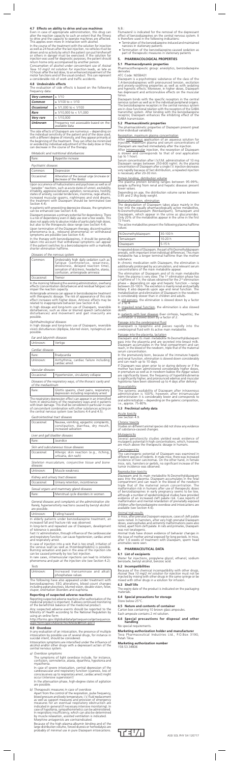### 4.7 Effects on ability to drive and use machines

Even in case of appropriate administration, this drug can alter the reaction capacity to such an extent that the fitness to drive and the capacity to operate machines are affected. This applies even more in interaction with alcohol.

In the course of the treatment with the solution for injection as well as 24 hours after the last injection, no vehicles must be driven and no activity by which the patient can put him/herself or others in danger must be exercised. If the solution for injection was used for diagnostic purposes, the patient should return home only accompanied by another person.

Consumption of alcohol under concomitant use of *Assival Teva 10 mg/2 ml solution for injection* leads, as late as 10 hours after the last dose, to an enhanced impairment of the motor functions and of the usual conduct. This can represent a considerable risk of work and traffic accidents.

### 4.8 Undesirable effects

The evaluation of side effects is based on the following frequency data:

| | |
|---|---|
| ***Very common*** | ≥ 1/10 |
| ***Common*** | ≥ 1/100 to < 1/10 |
| ***Occasional*** | ≥ 1/1,000 to < 1/100 |
| ***Rare*** | ≥ 1/10,000 to < 1/1,000 |
| ***Very rare*** | < 1/10,000 |
| ***Unknown*** | Frequency not assessable based on the available data |

The side effects of Diazepam are numerous – depending on the individual sensitivity of the patient and of the dose used, with a different degree of intensity, and they appear primarily at the beginning of the treatment. They can often be minimized or avoided by individual adjustment of the daily dose or they can decrease in the course of the therapy.

*Metabolic and nutritional disturbances*

| | |
|---|---|
| Rare: | Appetite increase |

*Psychiatric diseases*

| | |
|---|---|
| Common: | Depression |
| Occasional: | Alteration of the sexual urge (increase or decrease of the libido) |

Upon occurrence of hallucinations and psychoses as well as of "paradox" reactions, such as acute states of unrest, excitability, irritability, aggressive behavior, agitation, nervousness, hostility, states of anxiety, suicidal tendencies, insomnia, rage attacks, increased muscular spasms, nightmares and vivid dreams, the treatment with Diazepam should be terminated (see Section 4.4).

In patients with preexisting depressive disease, the symptoms can be enhanced (see Section 4.4).

Diazepam possesses a primary potential for dependency. There is a risk of dependency even in daily use over a few weeks. This does not apply only to abusive intake of particularly high doses, but also to the therapeutic dose range (see Section 4.4).

Upon termination of the Diazepam therapy, discontinuation phenomena (e.g., rebound phenomena) or withdrawal symptoms are possible (see Section 4.4).

In the therapy with benzodiazepines, it should be generally taken into account that withdrawal symptoms can appear if the patient switches to a benzodiazepine with a markedly shorter elimination halftime.

*Diseases of the nervous system*

| | |
|---|---|
| Common: | Undesirably high daily sedation such as fatigue (somnolence, weariness, drowsiness, delayed reaction time), deviation of dizziness, headache, ataxia, confusion, anterograde amnesia |
| Occasional: | Tremor |

In the morning following the evening administration, overhang effects (concentration disturbances and residual fatigue) can impair the reaction capacity.

Anterograde amnesia can appear in benzodiazepine treatment with therapeutic dosage. The risk of appearance of this side effect increases with higher doses. Amnesic effects may be related to inappropriate behavior (see Section 4.4).

In high dosage and long-term use of Diazepam, reversible disturbances, such as slow or blurred speech (articulation disturbances) and movement and gait insecurity are possible.

*Ophthalmological diseases*

In high dosage and long-term use of Diazepam, reversible vision disturbances (diplopia, blurred vision, nystagmus) are possible.

*Ear and labyrinth diseases*

| | |
|---|---|
| Unknown: | Vertigo |

*Cardiac diseases*

| | |
|---|---|
| Rare: | Bradycardia |
| Unknown: | Arrhythmia, cardiac failure including cardiac arrest |

*Vascular diseases*

| | |
|---|---|
| Occasional: | Hypertension, circulatory collapse |

*Diseases of the respiratory ways, of the thoracic cavity and of the mediastinum*

| | |
|---|---|
| Rare: | Glottis spasms, chest pains, respiratory depression including respiratory arrest |

The respiratory depression effect can appear in an intensified form in obstructions of the respiratory ways and in patients with brain damage. This shall be considered in particular in case of concomitant combination with other substances acting on the central nervous system (see Sections 4.4 and 4.5).

*Gastrointestinal tract diseases*

| | |
|---|---|
| Occasional: | Nausea, vomiting, epigastric complaints, constipation, diarrhea, dry mouth, increased salivation |

*Liver and gall bladder diseases*

| | |
|---|---|
| Rare: | Jaundice |

*Skin and subcutaneous tissue diseases*

| | |
|---|---|
| Occasional: | Allergic skin reaction (e.g., itching, urticaria, skin rash) |

*Skeleton musculature, conjunctive tissue and bone diseases*

| | |
|---|---|
| Unknown: | Muscle weakness |

*Kidney and urinary tract diseases*

| | |
|---|---|
| Occasional: | Urinary retention, incontinence |

*Sexual organs and mammary gland diseases*

| | |
|---|---|
| Rare: | Menstrual cycle disorders in women |

*General diseases and complaints at the administration site*

Rarely, hypersensitivity reactions caused by benzyl alcohol are possible.

| | |
|---|---|
| Unknown: | Falling hazard |

In elderly patients under benzodiazepine treatment, an increased fall and fracture risk was observed.

In long-term and repeated use of Diazepam, development of tolerance is possible.

Fast I.V. administration, through influence of the cardiovascular and respiratory function, can cause hypotension, cardiac arrest and respiratory arrest.

In case of injection into a vein that is too small, irritation of the venous wall (as well as thrombophlebitis) is possible. Burning sensation and pain in the area of the injection site can be caused primarily by too fast injection.

In rare cases, intramuscular injections can lead to irritation phenomena and pain at the injection site (see Section 4.2).

*Tests*

| | |
|---|---|
| Unknown: | Increased transaminase and alkali phosphatase values |

The following have also appeared under treatment with benzodiazepines: EEG alterations, blood count changes including agranulocytosis, blurred vision, double vision, fever, stupor, orientation disorders and euphoria.

#### Reporting of suspected adverse reactions

Reporting suspected adverse reactions after authorisation of the medicinal product is important. It allows continued monitoring of the benefit/risk balance of the medicinal product.

Any suspected adverse events should be reported to the Ministry of Health according to the National Regulation by using an online form:

http://forms.gov.il/globaldata/getsequence/getsequence.aspx?formType=AdversEffectMedic@moh.gov.il

### 4.9 Overdose

In any evaluation of an intoxication, the presence of multiple intoxication by possible use of several drugs, for instance in suicidal intent, should be considered.

Intoxication symptoms are intensified under the influence of alcohol and/or other drugs with a depressant action of the central nervous system.

*a) Overdose symptoms*

The symptoms of light overdose include, for instance, confusion, somnolence, ataxia, dysarthria, hypotonia and myasthenia.

In case of severe intoxication, central depression of the cardiovascular and respiratory function (cyanosis, loss of consciousness up to respiratory arrest, cardiac arrest) might occur (intensive supervision!).

In the attenuation phase, high-degree states of agitation are possible.

*b) Therapeutic measures in case of overdose*

Apart from the control of the respiration, pulse frequency, blood pressure and body temperature, I.V. fluid replacement as well as support measures and provision of emergency measures for an eventual respiratory obstruction are indicated in general (if necessary intensive monitoring). In case of hypotonia, sympathicomimetics can be administered. In respiratory insufficiency, which can also be determined by muscle relaxation, assisted ventilation is indicated.

Morphine antagonists are contraindicated.

Because of the high plasma-albumin binding and of the large distribution volume, forced diuresis or hemodialysis are probably of minimal use in pure Diazepam intoxications.

N.B.:

Flumazenil is indicated for the removal of the depressant effect of benzodiazepines on the central nervous system. It is therefore used in the following indications:

- Termination of the benzodiazepine-induced and maintained narcosis in stationary patients
- Termination of the benzodiazepine-caused sedation as part of therapeutic measures in stationary patients

## 5. PHARMACOLOGICAL PROPERTIES

### 5.1 Pharmacodynamic properties

Pharmacotherapeutic group: anxiolytics; benzodiazepine derivates

ATC Code: N05BA01

Diazepam is a psychotropic substance of the class of the 1,4-benzodiazepines with pronounced tension, excitation and anxiety-resolving properties as well as with sedating and hypnotic effects. Moreover, in higher doses, Diazepam has depressant and anticonvulsive effects on the muscular tonus.

Diazepam binds with the specific receptors in the central nervous system as well as in the individual peripheral organs. The benzodiazepine receptors in the central nervous system are in close functional relation with the receptors of the GABA transmitter system. After binding with the benzodiazepine receptor, Diazepam enhances the inhibiting effect of the GABA transmission.

### 5.2 Pharmacokinetic properties

The pharmacokinetic properties of Diazepam present great inter-individual variability.

Absorption, maximum plasma concentration

After intravenous application of an aqueous solution for injection, maximum plasma and serum concentrations of Diazepam are reached immediately after the injection.

After intramuscular injection, the resorption of Diazepam is slower and corresponds to that of oral application (up to 1 hour).

Serum concentration after I.V./I.M. administration of 10 mg Diazepam ranges between 250-600 ng/ml. As the plasma concentration of Diazepam after a single I.V. injection decreases very rapidly because of fast distribution, a repeated injection is necessary after 20-30 min.

Protein binding, distribution volume

The plasma protein binding ranges between 95-99%; people suffering from renal and hepatic diseases present lower values.

Depending on age, the distribution volume varies between 0.95 and 2 l/kg body weight.

Biotransformation, elimination

The degradation of Diazepam takes place mainly in the liver into the equally pharmacologically active metabolites, N-Desmethyldiazepam (Nordazepam), Temazepam and Oxazepam, which appear in the urine as glucuronides. Only 20% of the metabolites appear in the urine in the first 72 hours.

The active metabolites present the following plasma halftime values:

| | |
|---|---|
| N-Desmethyldiazepam | 30-100 h |
| Temazepam | 10-20 h |
| Oxazepam | 5-15 h |

In repeated doses of Diazepam, the part of N-Desmethyldiazepam prevails, with important inter-individual differences. This main metabolite has a longer terminal halftime than the mother substance.

In chronic medication with Diazepam, the elimination is additionally prolonged by accumulation, and relevant serum concentrations of the main metabolite appear.

The elimination of Diazepam and of its main metabolite from the plasma is very slow. The 1[st] elimination phase has a halftime of 1 h; the values obtained for the 2[nd] elimination phase – depending on age and hepatic function – range between 20-100 h. The excretion is mainly renal and partially biliary. It also depends upon age and renal function. The metabolization and elimination of Diazepam in the newborn is considerably slower than in children and adults.

In old persons, the elimination is slowed down by a factor of 2 to 4.

In impaired renal function, the elimination is also slowed down.

In patients with liver diseases (liver cirrhosis, hepatitis), the elimination is slowed down by a factor of 2.

Passage into the cerebrospinal fluid

Diazepam is lipophilic and passes rapidly into the cerebrospinal fluid with its active main metabolite.

Passage into the placenta, lactation

Diazepam and its main metabolite N-Desmethyldiazepam pass into the placenta and are secreted into breast milk. Diazepam accumulates in the fetal compartment and can reach, in the blood of the newborn, triple that of the maternal serum concentration.

In the prematurely born, because of the immature hepatic and renal function, elimination is slowed down considerably and can reach up to 10 days.

If Diazepam was given prior to or during delivery or if the mother has been administered considerably higher doses, in premature as well as in newborn babies the Apgar values are significantly lower, the frequency of hyperbilirubinemia is significantly higher, and pronounced vieinemia and muscular hypotonia have been observed up to 4 days after delivery.

Bioavailability

The systemic availability of Diazepam after intravenous administration is 100%; however, after intramuscular administration it is considerably lower and corresponds to oral administration – depending on the galenic composition, i.e., approx. 75-80%.

### 5.3 Preclinical safety data

Acute toxicity

See Section 4.9.

Chronic toxicity

Studies on different animal species did not show any evidence of substance-caused changes.

Mutagenicity

Several genotoxicity studies yielded weak evidence of mutagenic potential in high concentrations, which, however, are much above the therapeutic dosage in humans.

Carcinogenicity

The carcinogenic potential of Diazepam was examined in different species of rodents. In male mice, there was increased incidence of liver carcinomas. On the other hand, in female mice, rats, hamsters or gerbils, no significant increase of the tumor incidence was observed.

Reproduction toxicity

Diazepam and its main metabolite N-Desmethyldiazepam pass into the placenta. Diazepam accumulates in the fetal compartment and can reach in the blood of the newborn triple that of the maternal serum concentration. The malformation risk in humans after use of therapeutic doses of benzodiazepines in early pregnancy seems to be low, although a number of epidemiological studies have provided evidence of an increased cleft palate risk. Case reports of malformation and mental retardation of prenatally exposed children after benzodiazepine overdose and intoxications are available (see Section 4.6).

Animal trial results

In mice, after prenatal Diazepam exposure, cases of cleft palate were noted. In hamsters, after very high prenatal Diazepam doses, exencephalies and extremity malformations were also noted, apart from cleft palate. In rats and primates, Diazepam was not teratogenic.

Animal trials have shown evidence of behavior changes in the issue of mother animal exposed for long periods. In mice, after 1-6 weeks of treatment with Diazepam, sperm head anomalies were seen.

## 6. PHARMACEUTICAL DATA

### 6.1 List of excipients

Water for injections, propylene glycol, ethanol, sodium benzoate, benzyl alcohol, benzoic acid.

### 6.2 Incompatibilities

Because of the chemical incompatibility with other drugs, *Assival Teva 10 mg/2 ml solution for injection* must not be injected by mixing with other drugs in the same syringe or be mixed with other drugs in a solution for infusion.

### 6.3 Shelf life

The expiry date of the product is indicated on the packaging materials.

### 6.4 Special precautions for storage

Store below 25°C.

### 6.5 Nature and contents of container

Carton box containing 10 brown glass ampoules.

Each ampoule contains 2 ml solution.

### 6.6 Special precautions for disposal and other handling

No special requirements.

#### Marketing authorization holder and manufacturer

Teva Pharmaceutical Industries Ltd., P.O.Box 3190, Petah Tikva.

#### Marketing authorization number

158.53.34806

ASSI SOL PHY SH 120717